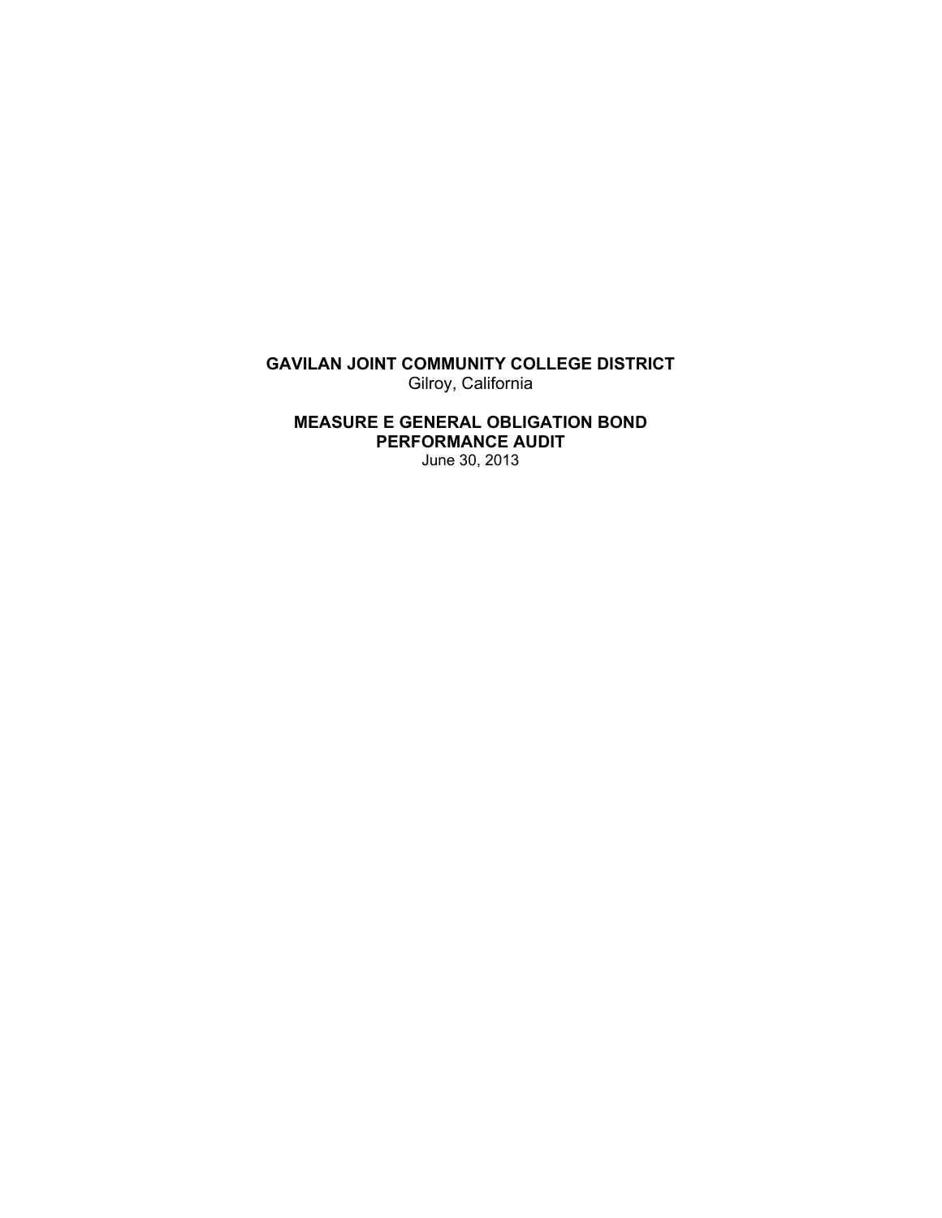# GAVILAN JOINT COMMUNITY COLLEGE DISTRICT

Gilroy, California

## MEASURE E GENERAL OBLIGATION BOND PERFORMANCE AUDIT

June 30, 2013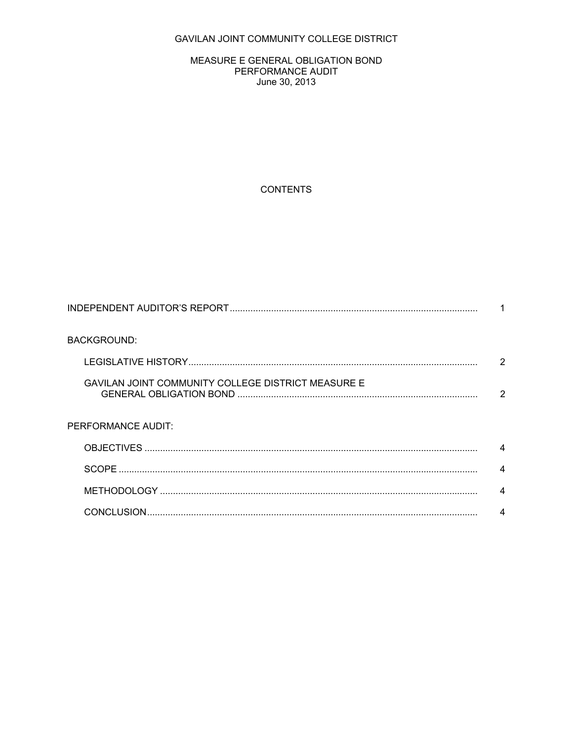GAVILAN JOINT COMMUNITY COLLEGE DISTRICT

MEASURE E GENERAL OBLIGATION BOND
PERFORMANCE AUDIT
June 30, 2013

CONTENTS

| | |
|---|---|
| INDEPENDENT AUDITOR'S REPORT | 1 |
| **BACKGROUND:** | |
| LEGISLATIVE HISTORY | 2 |
| GAVILAN JOINT COMMUNITY COLLEGE DISTRICT MEASURE E GENERAL OBLIGATION BOND | 2 |
| **PERFORMANCE AUDIT:** | |
| OBJECTIVES | 4 |
| SCOPE | 4 |
| METHODOLOGY | 4 |
| CONCLUSION | 4 |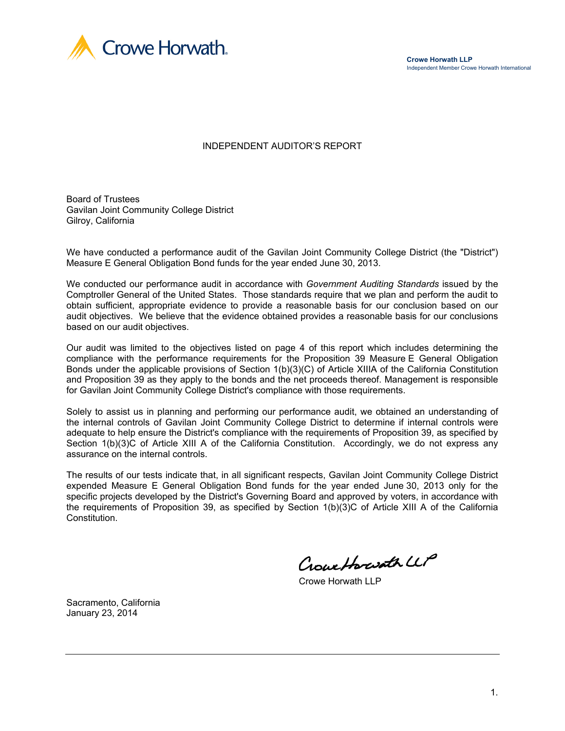**Crowe Horwath LLP**
Independent Member Crowe Horwath International

# INDEPENDENT AUDITOR'S REPORT

Board of Trustees
Gavilan Joint Community College District
Gilroy, California

We have conducted a performance audit of the Gavilan Joint Community College District (the "District") Measure E General Obligation Bond funds for the year ended June 30, 2013.

We conducted our performance audit in accordance with *Government Auditing Standards* issued by the Comptroller General of the United States. Those standards require that we plan and perform the audit to obtain sufficient, appropriate evidence to provide a reasonable basis for our conclusion based on our audit objectives. We believe that the evidence obtained provides a reasonable basis for our conclusions based on our audit objectives.

Our audit was limited to the objectives listed on page 4 of this report which includes determining the compliance with the performance requirements for the Proposition 39 Measure E General Obligation Bonds under the applicable provisions of Section 1(b)(3)(C) of Article XIIIA of the California Constitution and Proposition 39 as they apply to the bonds and the net proceeds thereof. Management is responsible for Gavilan Joint Community College District's compliance with those requirements.

Solely to assist us in planning and performing our performance audit, we obtained an understanding of the internal controls of Gavilan Joint Community College District to determine if internal controls were adequate to help ensure the District's compliance with the requirements of Proposition 39, as specified by Section 1(b)(3)C of Article XIII A of the California Constitution. Accordingly, we do not express any assurance on the internal controls.

The results of our tests indicate that, in all significant respects, Gavilan Joint Community College District expended Measure E General Obligation Bond funds for the year ended June 30, 2013 only for the specific projects developed by the District's Governing Board and approved by voters, in accordance with the requirements of Proposition 39, as specified by Section 1(b)(3)C of Article XIII A of the California Constitution.

Crowe Horwath LLP

Sacramento, California
January 23, 2014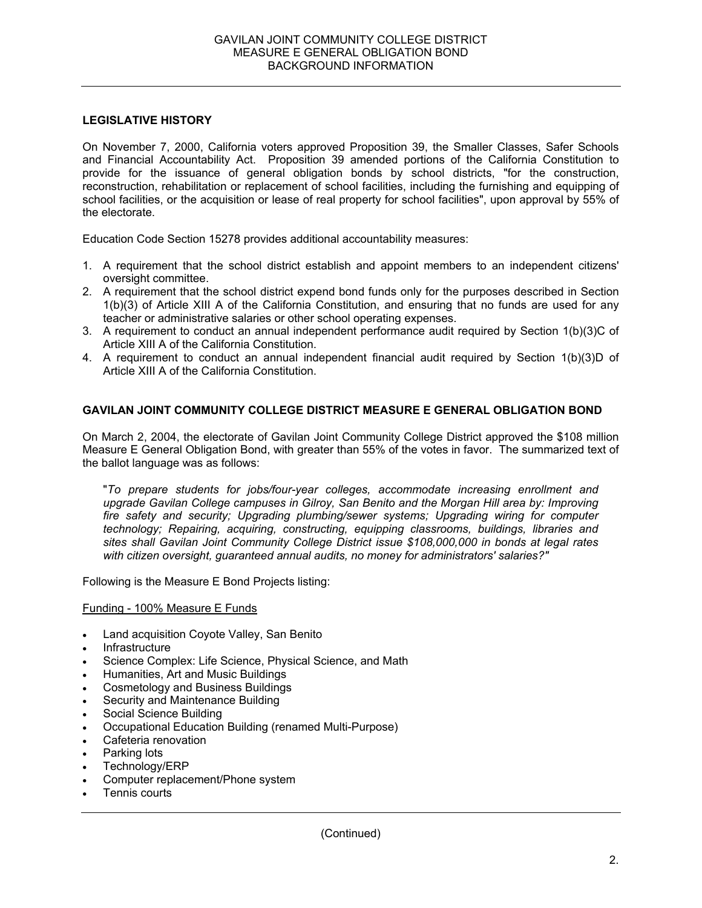## LEGISLATIVE HISTORY

On November 7, 2000, California voters approved Proposition 39, the Smaller Classes, Safer Schools and Financial Accountability Act. Proposition 39 amended portions of the California Constitution to provide for the issuance of general obligation bonds by school districts, "for the construction, reconstruction, rehabilitation or replacement of school facilities, including the furnishing and equipping of school facilities, or the acquisition or lease of real property for school facilities", upon approval by 55% of the electorate.

Education Code Section 15278 provides additional accountability measures:

1. A requirement that the school district establish and appoint members to an independent citizens' oversight committee.
2. A requirement that the school district expend bond funds only for the purposes described in Section 1(b)(3) of Article XIII A of the California Constitution, and ensuring that no funds are used for any teacher or administrative salaries or other school operating expenses.
3. A requirement to conduct an annual independent performance audit required by Section 1(b)(3)C of Article XIII A of the California Constitution.
4. A requirement to conduct an annual independent financial audit required by Section 1(b)(3)D of Article XIII A of the California Constitution.

## GAVILAN JOINT COMMUNITY COLLEGE DISTRICT MEASURE E GENERAL OBLIGATION BOND

On March 2, 2004, the electorate of Gavilan Joint Community College District approved the $108 million Measure E General Obligation Bond, with greater than 55% of the votes in favor. The summarized text of the ballot language was as follows:

> "*To prepare students for jobs/four-year colleges, accommodate increasing enrollment and upgrade Gavilan College campuses in Gilroy, San Benito and the Morgan Hill area by: Improving fire safety and security; Upgrading plumbing/sewer systems; Upgrading wiring for computer technology; Repairing, acquiring, constructing, equipping classrooms, buildings, libraries and sites shall Gavilan Joint Community College District issue $108,000,000 in bonds at legal rates with citizen oversight, guaranteed annual audits, no money for administrators' salaries?"*

Following is the Measure E Bond Projects listing:

Funding - 100% Measure E Funds

- Land acquisition Coyote Valley, San Benito
- Infrastructure
- Science Complex: Life Science, Physical Science, and Math
- Humanities, Art and Music Buildings
- Cosmetology and Business Buildings
- Security and Maintenance Building
- Social Science Building
- Occupational Education Building (renamed Multi-Purpose)
- Cafeteria renovation
- Parking lots
- Technology/ERP
- Computer replacement/Phone system
- Tennis courts

(Continued)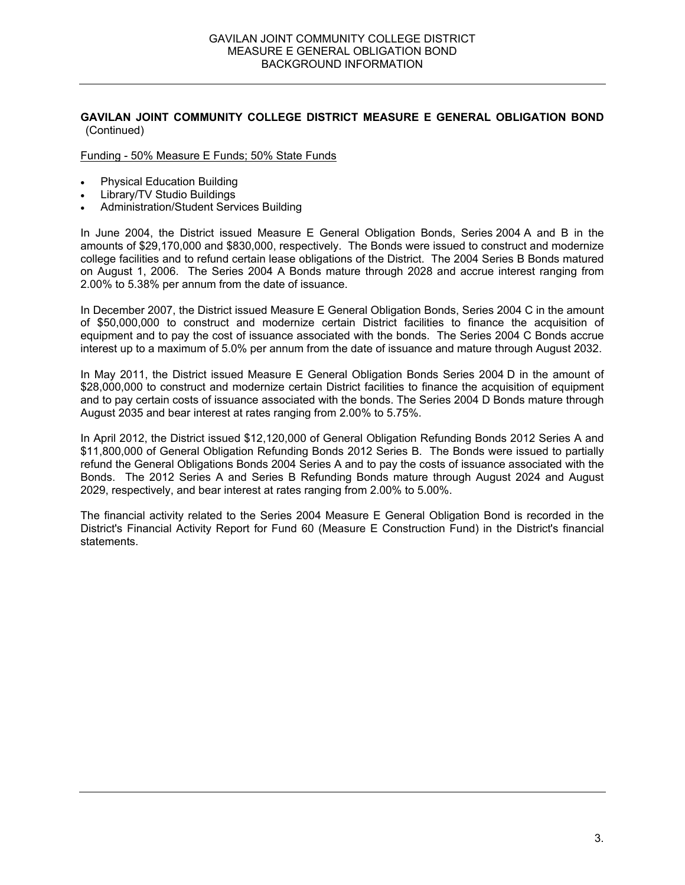**GAVILAN JOINT COMMUNITY COLLEGE DISTRICT MEASURE E GENERAL OBLIGATION BOND** (Continued)

Funding - 50% Measure E Funds; 50% State Funds

- Physical Education Building
- Library/TV Studio Buildings
- Administration/Student Services Building

In June 2004, the District issued Measure E General Obligation Bonds, Series 2004 A and B in the amounts of $29,170,000 and $830,000, respectively. The Bonds were issued to construct and modernize college facilities and to refund certain lease obligations of the District. The 2004 Series B Bonds matured on August 1, 2006. The Series 2004 A Bonds mature through 2028 and accrue interest ranging from 2.00% to 5.38% per annum from the date of issuance.

In December 2007, the District issued Measure E General Obligation Bonds, Series 2004 C in the amount of $50,000,000 to construct and modernize certain District facilities to finance the acquisition of equipment and to pay the cost of issuance associated with the bonds. The Series 2004 C Bonds accrue interest up to a maximum of 5.0% per annum from the date of issuance and mature through August 2032.

In May 2011, the District issued Measure E General Obligation Bonds Series 2004 D in the amount of $28,000,000 to construct and modernize certain District facilities to finance the acquisition of equipment and to pay certain costs of issuance associated with the bonds. The Series 2004 D Bonds mature through August 2035 and bear interest at rates ranging from 2.00% to 5.75%.

In April 2012, the District issued $12,120,000 of General Obligation Refunding Bonds 2012 Series A and $11,800,000 of General Obligation Refunding Bonds 2012 Series B. The Bonds were issued to partially refund the General Obligations Bonds 2004 Series A and to pay the costs of issuance associated with the Bonds. The 2012 Series A and Series B Refunding Bonds mature through August 2024 and August 2029, respectively, and bear interest at rates ranging from 2.00% to 5.00%.

The financial activity related to the Series 2004 Measure E General Obligation Bond is recorded in the District's Financial Activity Report for Fund 60 (Measure E Construction Fund) in the District's financial statements.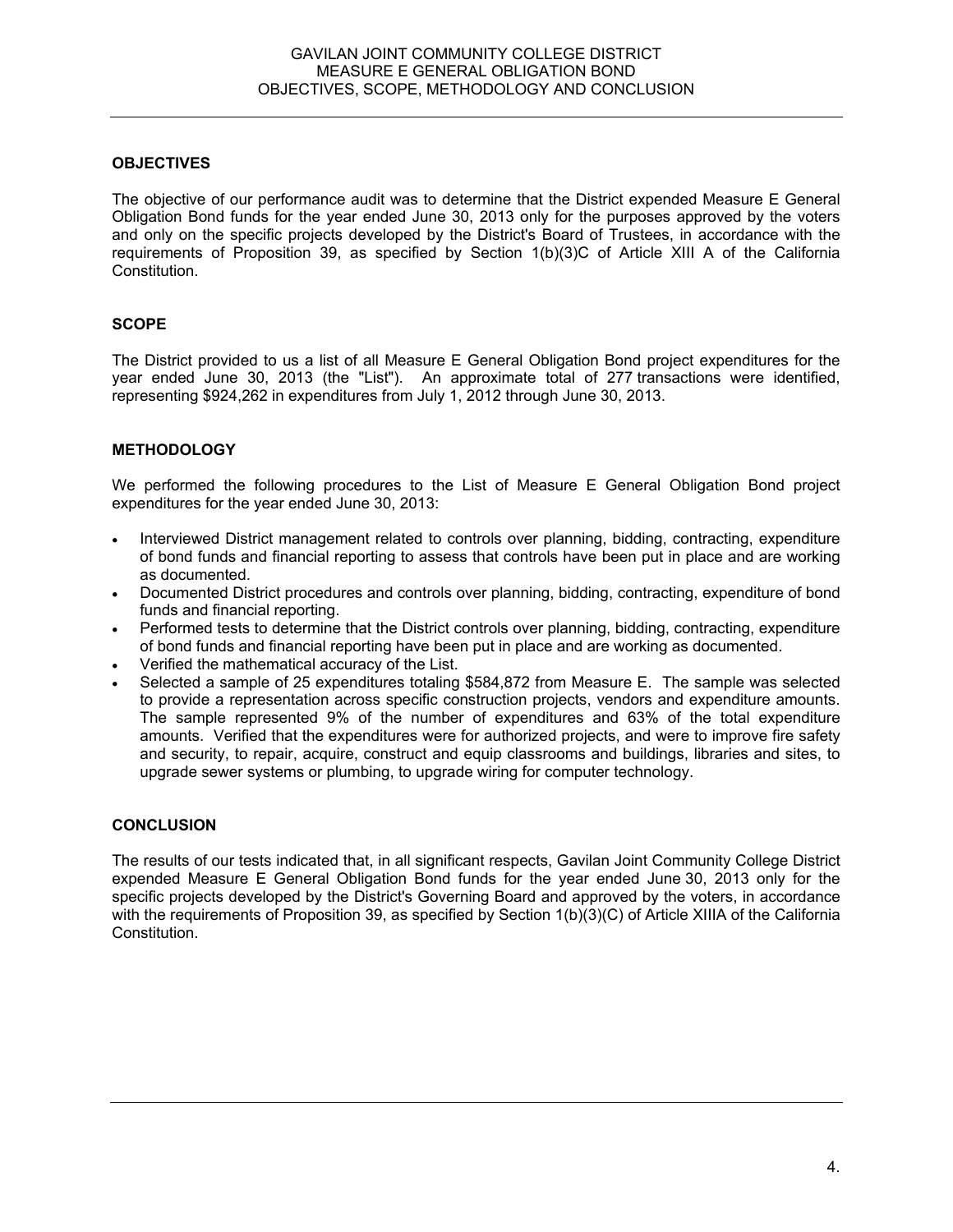## OBJECTIVES

The objective of our performance audit was to determine that the District expended Measure E General Obligation Bond funds for the year ended June 30, 2013 only for the purposes approved by the voters and only on the specific projects developed by the District's Board of Trustees, in accordance with the requirements of Proposition 39, as specified by Section 1(b)(3)C of Article XIII A of the California Constitution.

## SCOPE

The District provided to us a list of all Measure E General Obligation Bond project expenditures for the year ended June 30, 2013 (the "List"). An approximate total of 277 transactions were identified, representing $924,262 in expenditures from July 1, 2012 through June 30, 2013.

## METHODOLOGY

We performed the following procedures to the List of Measure E General Obligation Bond project expenditures for the year ended June 30, 2013:

- Interviewed District management related to controls over planning, bidding, contracting, expenditure of bond funds and financial reporting to assess that controls have been put in place and are working as documented.
- Documented District procedures and controls over planning, bidding, contracting, expenditure of bond funds and financial reporting.
- Performed tests to determine that the District controls over planning, bidding, contracting, expenditure of bond funds and financial reporting have been put in place and are working as documented.
- Verified the mathematical accuracy of the List.
- Selected a sample of 25 expenditures totaling $584,872 from Measure E. The sample was selected to provide a representation across specific construction projects, vendors and expenditure amounts. The sample represented 9% of the number of expenditures and 63% of the total expenditure amounts. Verified that the expenditures were for authorized projects, and were to improve fire safety and security, to repair, acquire, construct and equip classrooms and buildings, libraries and sites, to upgrade sewer systems or plumbing, to upgrade wiring for computer technology.

## CONCLUSION

The results of our tests indicated that, in all significant respects, Gavilan Joint Community College District expended Measure E General Obligation Bond funds for the year ended June 30, 2013 only for the specific projects developed by the District's Governing Board and approved by the voters, in accordance with the requirements of Proposition 39, as specified by Section 1(b)(3)(C) of Article XIIIA of the California Constitution.